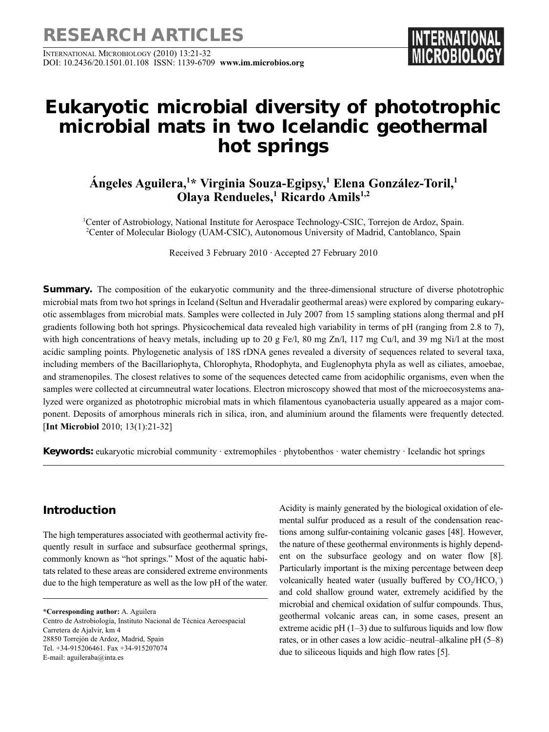RESEARCH ARTICLES

# Eukaryotic microbial diversity of phototrophic microbial mats in two Icelandic geothermal hot springs

**Ángeles Aguilera,[1]* Virginia Souza-Egipsy,[1] Elena González-Toril,[1] Olaya Rendueles,[1] Ricardo Amils[1,2]**

[1]Center of Astrobiology, National Institute for Aerospace Technology-CSIC, Torrejon de Ardoz, Spain.
[2]Center of Molecular Biology (UAM-CSIC), Autonomous University of Madrid, Cantoblanco, Spain

Received 3 February 2010 · Accepted 27 February 2010

**Summary.** The composition of the eukaryotic community and the three-dimensional structure of diverse phototrophic microbial mats from two hot springs in Iceland (Seltun and Hveradalir geothermal areas) were explored by comparing eukaryotic assemblages from microbial mats. Samples were collected in July 2007 from 15 sampling stations along thermal and pH gradients following both hot springs. Physicochemical data revealed high variability in terms of pH (ranging from 2.8 to 7), with high concentrations of heavy metals, including up to 20 g Fe/l, 80 mg Zn/l, 117 mg Cu/l, and 39 mg Ni/l at the most acidic sampling points. Phylogenetic analysis of 18S rDNA genes revealed a diversity of sequences related to several taxa, including members of the Bacillariophyta, Chlorophyta, Rhodophyta, and Euglenophyta phyla as well as ciliates, amoebae, and stramenopiles. The closest relatives to some of the sequences detected came from acidophilic organisms, even when the samples were collected at circumneutral water locations. Electron microscopy showed that most of the microecosystems analyzed were organized as phototrophic microbial mats in which filamentous cyanobacteria usually appeared as a major component. Deposits of amorphous minerals rich in silica, iron, and aluminium around the filaments were frequently detected. [**Int Microbiol** 2010; 13(1):21-32]

**Keywords:** eukaryotic microbial community · extremophiles · phytobenthos · water chemistry · Icelandic hot springs

## Introduction

The high temperatures associated with geothermal activity frequently result in surface and subsurface geothermal springs, commonly known as "hot springs." Most of the aquatic habitats related to these areas are considered extreme environments due to the high temperature as well as the low pH of the water. Acidity is mainly generated by the biological oxidation of elemental sulfur produced as a result of the condensation reactions among sulfur-containing volcanic gases [48]. However, the nature of these geothermal environments is highly dependent on the subsurface geology and on water flow [8]. Particularly important is the mixing percentage between deep volcanically heated water (usually buffered by $CO_2/HCO_3^-$) and cold shallow ground water, extremely acidified by the microbial and chemical oxidation of sulfur compounds. Thus, geothermal volcanic areas can, in some cases, present an extreme acidic pH (1–3) due to sulfurous liquids and low flow rates, or in other cases a low acidic–neutral–alkaline pH (5–8) due to siliceous liquids and high flow rates [5].

**\*Corresponding author:** A. Aguilera
Centro de Astrobiología, Instituto Nacional de Técnica Aeroespacial
Carretera de Ajalvir, km 4
28850 Torrejón de Ardoz, Madrid, Spain
Tel. +34-915206461. Fax +34-915207074
E-mail: aguileraba@inta.es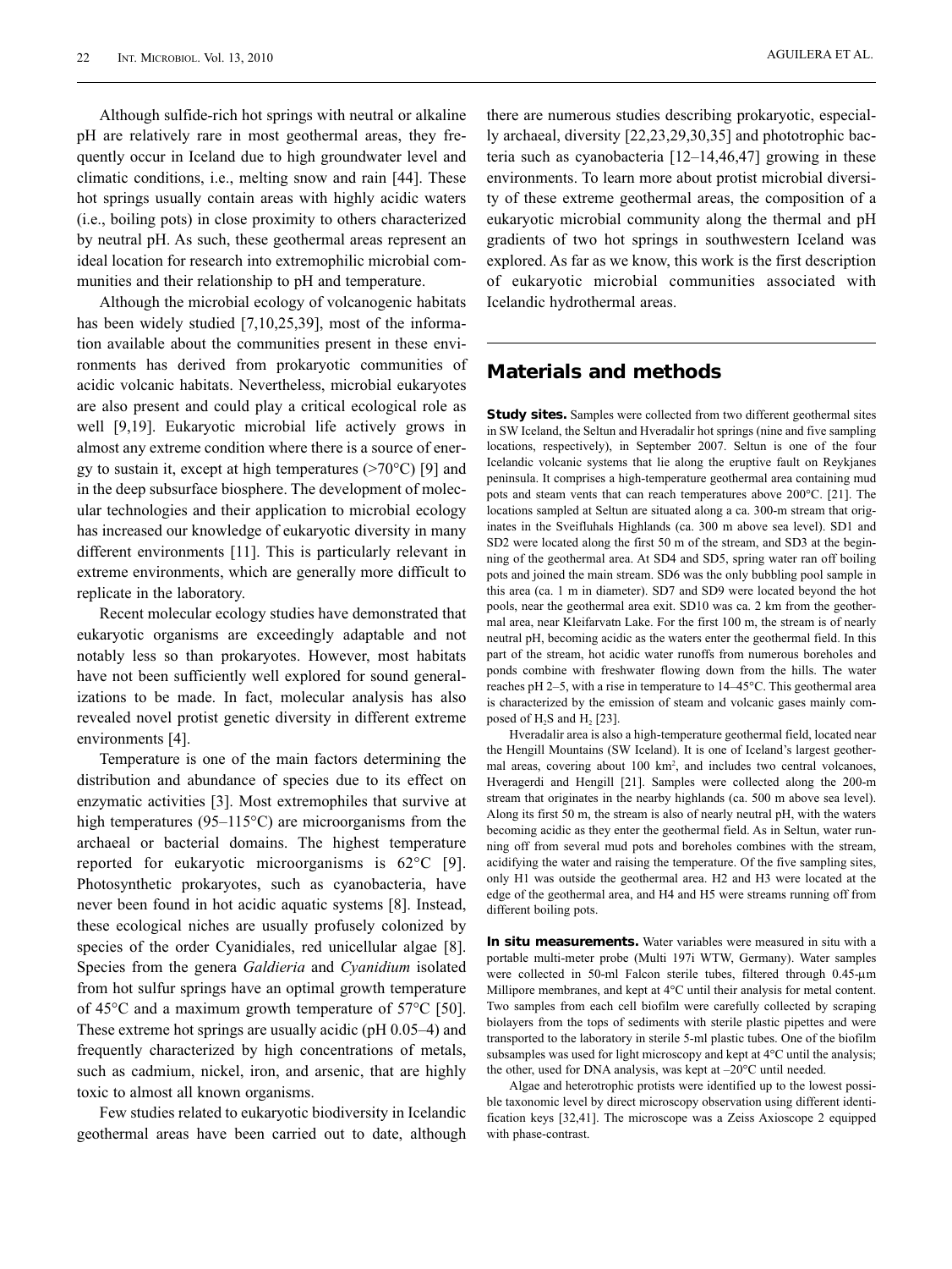Although sulfide-rich hot springs with neutral or alkaline pH are relatively rare in most geothermal areas, they frequently occur in Iceland due to high groundwater level and climatic conditions, i.e., melting snow and rain [44]. These hot springs usually contain areas with highly acidic waters (i.e., boiling pots) in close proximity to others characterized by neutral pH. As such, these geothermal areas represent an ideal location for research into extremophilic microbial communities and their relationship to pH and temperature.

Although the microbial ecology of volcanogenic habitats has been widely studied [7,10,25,39], most of the information available about the communities present in these environments has derived from prokaryotic communities of acidic volcanic habitats. Nevertheless, microbial eukaryotes are also present and could play a critical ecological role as well [9,19]. Eukaryotic microbial life actively grows in almost any extreme condition where there is a source of energy to sustain it, except at high temperatures (>70°C) [9] and in the deep subsurface biosphere. The development of molecular technologies and their application to microbial ecology has increased our knowledge of eukaryotic diversity in many different environments [11]. This is particularly relevant in extreme environments, which are generally more difficult to replicate in the laboratory.

Recent molecular ecology studies have demonstrated that eukaryotic organisms are exceedingly adaptable and not notably less so than prokaryotes. However, most habitats have not been sufficiently well explored for sound generalizations to be made. In fact, molecular analysis has also revealed novel protist genetic diversity in different extreme environments [4].

Temperature is one of the main factors determining the distribution and abundance of species due to its effect on enzymatic activities [3]. Most extremophiles that survive at high temperatures (95–115°C) are microorganisms from the archaeal or bacterial domains. The highest temperature reported for eukaryotic microorganisms is 62°C [9]. Photosynthetic prokaryotes, such as cyanobacteria, have never been found in hot acidic aquatic systems [8]. Instead, these ecological niches are usually profusely colonized by species of the order Cyanidiales, red unicellular algae [8]. Species from the genera *Galdieria* and *Cyanidium* isolated from hot sulfur springs have an optimal growth temperature of 45°C and a maximum growth temperature of 57°C [50]. These extreme hot springs are usually acidic (pH 0.05–4) and frequently characterized by high concentrations of metals, such as cadmium, nickel, iron, and arsenic, that are highly toxic to almost all known organisms.

Few studies related to eukaryotic biodiversity in Icelandic geothermal areas have been carried out to date, although there are numerous studies describing prokaryotic, especially archaeal, diversity [22,23,29,30,35] and phototrophic bacteria such as cyanobacteria [12–14,46,47] growing in these environments. To learn more about protist microbial diversity of these extreme geothermal areas, the composition of a eukaryotic microbial community along the thermal and pH gradients of two hot springs in southwestern Iceland was explored. As far as we know, this work is the first description of eukaryotic microbial communities associated with Icelandic hydrothermal areas.

## Materials and methods

**Study sites.** Samples were collected from two different geothermal sites in SW Iceland, the Seltun and Hveradalir hot springs (nine and five sampling locations, respectively), in September 2007. Seltun is one of the four Icelandic volcanic systems that lie along the eruptive fault on Reykjanes peninsula. It comprises a high-temperature geothermal area containing mud pots and steam vents that can reach temperatures above 200°C. [21]. The locations sampled at Seltun are situated along a ca. 300-m stream that originates in the Sveifluhals Highlands (ca. 300 m above sea level). SD1 and SD2 were located along the first 50 m of the stream, and SD3 at the beginning of the geothermal area. At SD4 and SD5, spring water ran off boiling pots and joined the main stream. SD6 was the only bubbling pool sample in this area (ca. 1 m in diameter). SD7 and SD9 were located beyond the hot pools, near the geothermal area exit. SD10 was ca. 2 km from the geothermal area, near Kleifarvatn Lake. For the first 100 m, the stream is of nearly neutral pH, becoming acidic as the waters enter the geothermal field. In this part of the stream, hot acidic water runoffs from numerous boreholes and ponds combine with freshwater flowing down from the hills. The water reaches pH 2–5, with a rise in temperature to 14–45°C. This geothermal area is characterized by the emission of steam and volcanic gases mainly composed of $H_2S$ and $H_2$ [23].

Hveradalir area is also a high-temperature geothermal field, located near the Hengill Mountains (SW Iceland). It is one of Iceland's largest geothermal areas, covering about 100 km$^2$, and includes two central volcanoes, Hveragerdi and Hengill [21]. Samples were collected along the 200-m stream that originates in the nearby highlands (ca. 500 m above sea level). Along its first 50 m, the stream is also of nearly neutral pH, with the waters becoming acidic as they enter the geothermal field. As in Seltun, water running off from several mud pots and boreholes combines with the stream, acidifying the water and raising the temperature. Of the five sampling sites, only H1 was outside the geothermal area. H2 and H3 were located at the edge of the geothermal area, and H4 and H5 were streams running off from different boiling pots.

**In situ measurements.** Water variables were measured in situ with a portable multi-meter probe (Multi 197i WTW, Germany). Water samples were collected in 50-ml Falcon sterile tubes, filtered through 0.45-µm Millipore membranes, and kept at 4°C until their analysis for metal content. Two samples from each cell biofilm were carefully collected by scraping biolayers from the tops of sediments with sterile plastic pipettes and were transported to the laboratory in sterile 5-ml plastic tubes. One of the biofilm subsamples was used for light microscopy and kept at 4°C until the analysis; the other, used for DNA analysis, was kept at –20°C until needed.

Algae and heterotrophic protists were identified up to the lowest possible taxonomic level by direct microscopy observation using different identification keys [32,41]. The microscope was a Zeiss Axioscope 2 equipped with phase-contrast.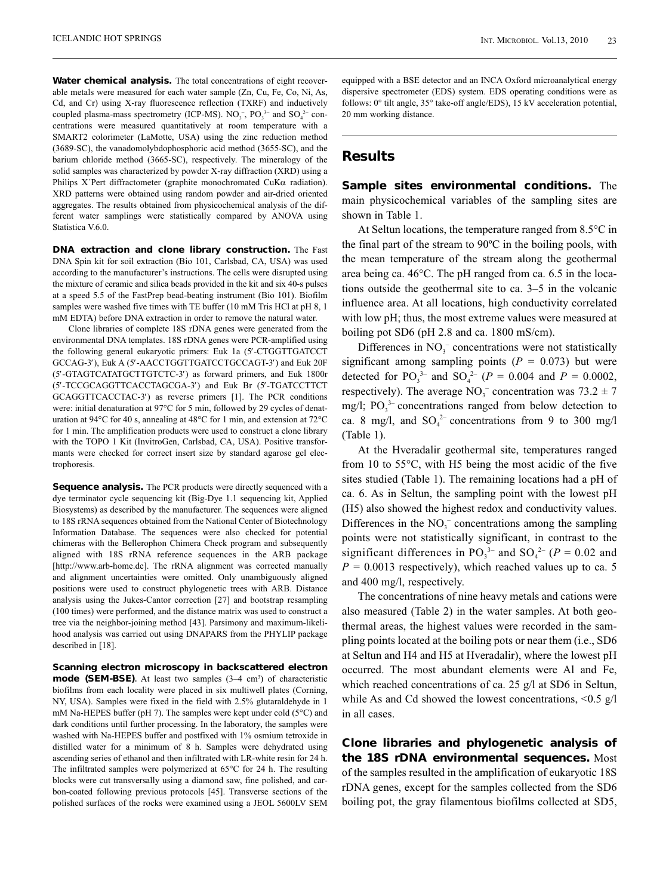**Water chemical analysis.** The total concentrations of eight recoverable metals were measured for each water sample (Zn, Cu, Fe, Co, Ni, As, Cd, and Cr) using X-ray fluorescence reflection (TXRF) and inductively coupled plasma-mass spectrometry (ICP-MS). $NO_3^-$, $PO_3^{3-}$ and $SO_4^{2-}$ concentrations were measured quantitatively at room temperature with a SMART2 colorimeter (LaMotte, USA) using the zinc reduction method (3689-SC), the vanadomolybdophosphoric acid method (3655-SC), and the barium chloride method (3665-SC), respectively. The mineralogy of the solid samples was characterized by powder X-ray diffraction (XRD) using a Philips X´Pert diffractometer (graphite monochromated CuKα radiation). XRD patterns were obtained using random powder and air-dried oriented aggregates. The results obtained from physicochemical analysis of the different water samplings were statistically compared by ANOVA using Statistica V.6.0.

**DNA extraction and clone library construction.** The Fast DNA Spin kit for soil extraction (Bio 101, Carlsbad, CA, USA) was used according to the manufacturer's instructions. The cells were disrupted using the mixture of ceramic and silica beads provided in the kit and six 40-s pulses at a speed 5.5 of the FastPrep bead-beating instrument (Bio 101). Biofilm samples were washed five times with TE buffer (10 mM Tris HCl at pH 8, 1 mM EDTA) before DNA extraction in order to remove the natural water.

Clone libraries of complete 18S rDNA genes were generated from the environmental DNA templates. 18S rDNA genes were PCR-amplified using the following general eukaryotic primers: Euk 1a (5′-CTGGTTGATCCTGCCAG-3′), Euk A (5′-AACCTGGTTGATCCTGCCAGT-3′) and Euk 20F (5′-GTAGTCATATGCTTGTCTC-3′) as forward primers, and Euk 1800r (5′-TCCGCAGGTTCACCTAGCGA-3′) and Euk Br (5′-TGATCCTTCTGCAGGTTCACCTAC-3′) as reverse primers [1]. The PCR conditions were: initial denaturation at 97°C for 5 min, followed by 29 cycles of denaturation at 94°C for 40 s, annealing at 48°C for 1 min, and extension at 72°C for 1 min. The amplification products were used to construct a clone library with the TOPO 1 Kit (InvitroGen, Carlsbad, CA, USA). Positive transformants were checked for correct insert size by standard agarose gel electrophoresis.

**Sequence analysis.** The PCR products were directly sequenced with a dye terminator cycle sequencing kit (Big-Dye 1.1 sequencing kit, Applied Biosystems) as described by the manufacturer. The sequences were aligned to 18S rRNA sequences obtained from the National Center of Biotechnology Information Database. The sequences were also checked for potential chimeras with the Bellerophon Chimera Check program and subsequently aligned with 18S rRNA reference sequences in the ARB package [http://www.arb-home.de]. The rRNA alignment was corrected manually and alignment uncertainties were omitted. Only unambiguously aligned positions were used to construct phylogenetic trees with ARB. Distance analysis using the Jukes-Cantor correction [27] and bootstrap resampling (100 times) were performed, and the distance matrix was used to construct a tree via the neighbor-joining method [43]. Parsimony and maximum-likelihood analysis was carried out using DNAPARS from the PHYLIP package described in [18].

**Scanning electron microscopy in backscattered electron mode (SEM-BSE)**. At least two samples (3–4 cm$^3$) of characteristic biofilms from each locality were placed in six multiwell plates (Corning, NY, USA). Samples were fixed in the field with 2.5% glutaraldehyde in 1 mM Na-HEPES buffer (pH 7). The samples were kept under cold (5°C) and dark conditions until further processing. In the laboratory, the samples were washed with Na-HEPES buffer and postfixed with 1% osmium tetroxide in distilled water for a minimum of 8 h. Samples were dehydrated using ascending series of ethanol and then infiltrated with LR-white resin for 24 h. The infiltrated samples were polymerized at 65°C for 24 h. The resulting blocks were cut transversally using a diamond saw, fine polished, and carbon-coated following previous protocols [45]. Transverse sections of the polished surfaces of the rocks were examined using a JEOL 5600LV SEM equipped with a BSE detector and an INCA Oxford microanalytical energy dispersive spectrometer (EDS) system. EDS operating conditions were as follows: 0° tilt angle, 35° take-off angle/EDS), 15 kV acceleration potential, 20 mm working distance.

## Results

**Sample sites environmental conditions.** The main physicochemical variables of the sampling sites are shown in Table 1.

At Seltun locations, the temperature ranged from 8.5°C in the final part of the stream to 90ºC in the boiling pools, with the mean temperature of the stream along the geothermal area being ca. 46°C. The pH ranged from ca. 6.5 in the locations outside the geothermal site to ca. 3–5 in the volcanic influence area. At all locations, high conductivity correlated with low pH; thus, the most extreme values were measured at boiling pot SD6 (pH 2.8 and ca. 1800 mS/cm).

Differences in $NO_3^-$ concentrations were not statistically significant among sampling points ($P$ = 0.073) but were detected for $PO_3^{3-}$ and $SO_4^{2-}$ ($P$ = 0.004 and $P$ = 0.0002, respectively). The average $NO_3^-$ concentration was 73.2 ± 7 mg/l; $PO_3^{3-}$ concentrations ranged from below detection to ca. 8 mg/l, and $SO_4^{2-}$ concentrations from 9 to 300 mg/l (Table 1).

At the Hveradalir geothermal site, temperatures ranged from 10 to 55°C, with H5 being the most acidic of the five sites studied (Table 1). The remaining locations had a pH of ca. 6. As in Seltun, the sampling point with the lowest pH (H5) also showed the highest redox and conductivity values. Differences in the $NO_3^-$ concentrations among the sampling points were not statistically significant, in contrast to the significant differences in $PO_3^{3-}$ and $SO_4^{2-}$ ($P$ = 0.02 and $P$ = 0.0013 respectively), which reached values up to ca. 5 and 400 mg/l, respectively.

The concentrations of nine heavy metals and cations were also measured (Table 2) in the water samples. At both geothermal areas, the highest values were recorded in the sampling points located at the boiling pots or near them (i.e., SD6 at Seltun and H4 and H5 at Hveradalir), where the lowest pH occurred. The most abundant elements were Al and Fe, which reached concentrations of ca. 25 g/l at SD6 in Seltun, while As and Cd showed the lowest concentrations, <0.5 g/l in all cases.

**Clone libraries and phylogenetic analysis of the 18S rDNA environmental sequences.** Most of the samples resulted in the amplification of eukaryotic 18S rDNA genes, except for the samples collected from the SD6 boiling pot, the gray filamentous biofilms collected at SD5,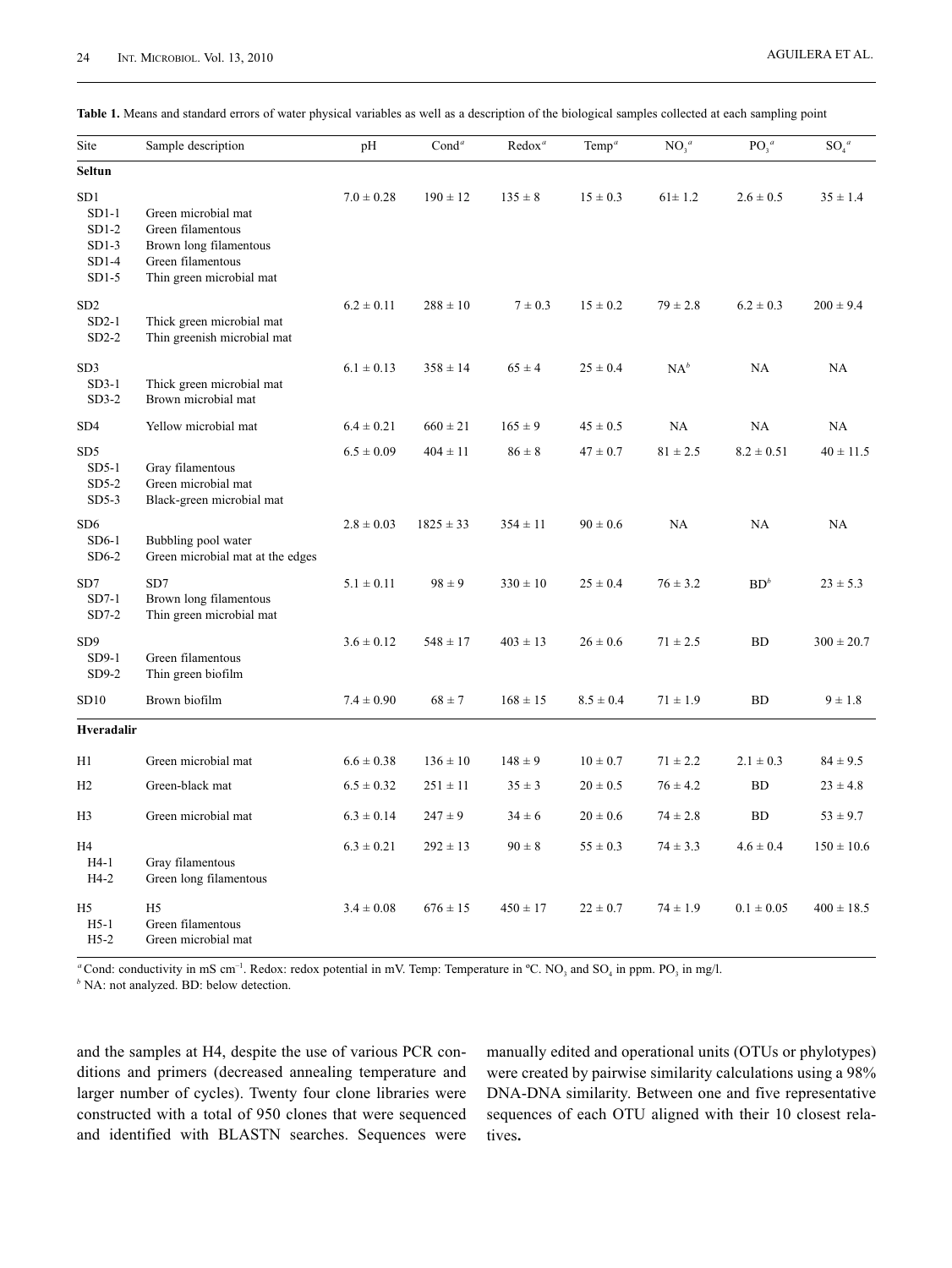**Table 1.** Means and standard errors of water physical variables as well as a description of the biological samples collected at each sampling point

| Site | Sample description | pH | Cond[a] | Redox[a] | Temp[a] | $NO_3$[a] | $PO_3$[a] | $SO_4$[a] |
|---|---|---|---|---|---|---|---|---|
| **Seltun** | | | | | | | | |
| SD1 | | 7.0 ± 0.28 | 190 ± 12 | 135 ± 8 | 15 ± 0.3 | 61± 1.2 | 2.6 ± 0.5 | 35 ± 1.4 |
| SD1-1 | Green microbial mat | | | | | | | |
| SD1-2 | Green filamentous | | | | | | | |
| SD1-3 | Brown long filamentous | | | | | | | |
| SD1-4 | Green filamentous | | | | | | | |
| SD1-5 | Thin green microbial mat | | | | | | | |
| SD2 | | 6.2 ± 0.11 | 288 ± 10 | 7 ± 0.3 | 15 ± 0.2 | 79 ± 2.8 | 6.2 ± 0.3 | 200 ± 9.4 |
| SD2-1 | Thick green microbial mat | | | | | | | |
| SD2-2 | Thin greenish microbial mat | | | | | | | |
| SD3 | | 6.1 ± 0.13 | 358 ± 14 | 65 ± 4 | 25 ± 0.4 | NA[b] | NA | NA |
| SD3-1 | Thick green microbial mat | | | | | | | |
| SD3-2 | Brown microbial mat | | | | | | | |
| SD4 | Yellow microbial mat | 6.4 ± 0.21 | 660 ± 21 | 165 ± 9 | 45 ± 0.5 | NA | NA | NA |
| SD5 | | 6.5 ± 0.09 | 404 ± 11 | 86 ± 8 | 47 ± 0.7 | 81 ± 2.5 | 8.2 ± 0.51 | 40 ± 11.5 |
| SD5-1 | Gray filamentous | | | | | | | |
| SD5-2 | Green microbial mat | | | | | | | |
| SD5-3 | Black-green microbial mat | | | | | | | |
| SD6 | | 2.8 ± 0.03 | 1825 ± 33 | 354 ± 11 | 90 ± 0.6 | NA | NA | NA |
| SD6-1 | Bubbling pool water | | | | | | | |
| SD6-2 | Green microbial mat at the edges | | | | | | | |
| SD7 | SD7 | 5.1 ± 0.11 | 98 ± 9 | 330 ± 10 | 25 ± 0.4 | 76 ± 3.2 | BD[b] | 23 ± 5.3 |
| SD7-1 | Brown long filamentous | | | | | | | |
| SD7-2 | Thin green microbial mat | | | | | | | |
| SD9 | | 3.6 ± 0.12 | 548 ± 17 | 403 ± 13 | 26 ± 0.6 | 71 ± 2.5 | BD | 300 ± 20.7 |
| SD9-1 | Green filamentous | | | | | | | |
| SD9-2 | Thin green biofilm | | | | | | | |
| SD10 | Brown biofilm | 7.4 ± 0.90 | 68 ± 7 | 168 ± 15 | 8.5 ± 0.4 | 71 ± 1.9 | BD | 9 ± 1.8 |
| **Hveradalir** | | | | | | | | |
| H1 | Green microbial mat | 6.6 ± 0.38 | 136 ± 10 | 148 ± 9 | 10 ± 0.7 | 71 ± 2.2 | 2.1 ± 0.3 | 84 ± 9.5 |
| H2 | Green-black mat | 6.5 ± 0.32 | 251 ± 11 | 35 ± 3 | 20 ± 0.5 | 76 ± 4.2 | BD | 23 ± 4.8 |
| H3 | Green microbial mat | 6.3 ± 0.14 | 247 ± 9 | 34 ± 6 | 20 ± 0.6 | 74 ± 2.8 | BD | 53 ± 9.7 |
| H4 | | 6.3 ± 0.21 | 292 ± 13 | 90 ± 8 | 55 ± 0.3 | 74 ± 3.3 | 4.6 ± 0.4 | 150 ± 10.6 |
| H4-1 | Gray filamentous | | | | | | | |
| H4-2 | Green long filamentous | | | | | | | |
| H5 | H5 | 3.4 ± 0.08 | 676 ± 15 | 450 ± 17 | 22 ± 0.7 | 74 ± 1.9 | 0.1 ± 0.05 | 400 ± 18.5 |
| H5-1 | Green filamentous | | | | | | | |
| H5-2 | Green microbial mat | | | | | | | |

[a] Cond: conductivity in mS $cm^{-1}$. Redox: redox potential in mV. Temp: Temperature in ºC. $NO_3$ and $SO_4$ in ppm. $PO_3$ in mg/l.
[b] NA: not analyzed. BD: below detection.

and the samples at H4, despite the use of various PCR conditions and primers (decreased annealing temperature and larger number of cycles). Twenty four clone libraries were constructed with a total of 950 clones that were sequenced and identified with BLASTN searches. Sequences were manually edited and operational units (OTUs or phylotypes) were created by pairwise similarity calculations using a 98% DNA-DNA similarity. Between one and five representative sequences of each OTU aligned with their 10 closest relatives.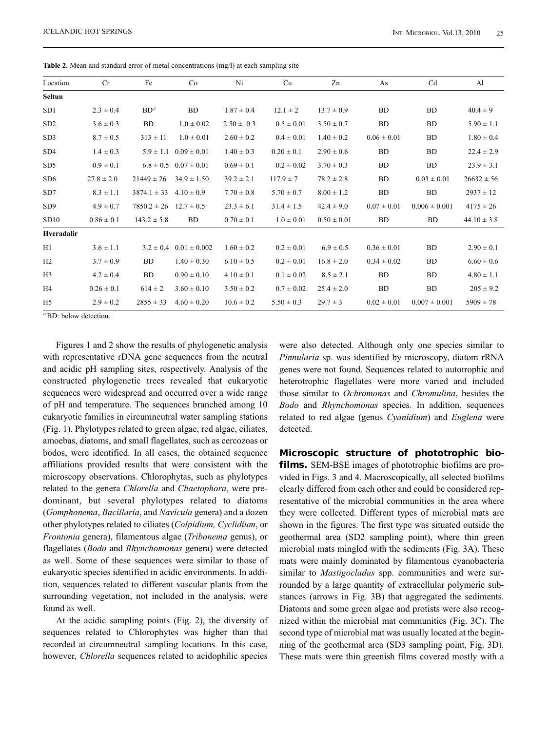**Table 2.** Mean and standard error of metal concentrations (mg/l) at each sampling site

| Location | Cr | Fe | Co | Ni | Cu | Zn | As | Cd | Al |
|---|---|---|---|---|---|---|---|---|---|
| **Seltun** | | | | | | | | | |
| SD1 | 2.3 ± 0.4 | BD[a] | BD | 1.87 ± 0.4 | 12.1 ± 2 | 13.7 ± 0.9 | BD | BD | 40.4 ± 9 |
| SD2 | 3.6 ± 0.3 | BD | 1.0 ± 0.02 | 2.50 ± 0.3 | 0.5 ± 0.01 | 3.50 ± 0.7 | BD | BD | 5.90 ± 1.1 |
| SD3 | 8.7 ± 0.5 | 313 ± 11 | 1.0 ± 0.01 | 2.60 ± 0.2 | 0.4 ± 0.01 | 1.40 ± 0.2 | 0.06 ± 0.01 | BD | 1.80 ± 0.4 |
| SD4 | 1.4 ± 0.3 | 5.9 ± 1.1 | 0.09 ± 0.01 | 1.40 ± 0.3 | 0.20 ± 0.1 | 2.90 ± 0.6 | BD | BD | 22.4 ± 2.9 |
| SD5 | 0.9 ± 0.1 | 6.8 ± 0.5 | 0.07 ± 0.01 | 0.69 ± 0.1 | 0.2 ± 0.02 | 3.70 ± 0.3 | BD | BD | 23.9 ± 3.1 |
| SD6 | 27.8 ± 2.0 | 21449 ± 26 | 34.9 ± 1.50 | 39.2 ± 2.1 | 117.9 ± 7 | 78.2 ± 2.8 | BD | 0.03 ± 0.01 | 26632 ± 56 |
| SD7 | 8.3 ± 1.1 | 3874.1 ± 33 | 4.10 ± 0.9 | 7.70 ± 0.8 | 5.70 ± 0.7 | 8.00 ± 1.2 | BD | BD | 2937 ± 12 |
| SD9 | 4.9 ± 0.7 | 7850.2 ± 26 | 12.7 ± 0.5 | 23.3 ± 6.1 | 31.4 ± 1.5 | 42.4 ± 9.0 | 0.07 ± 0.01 | 0.006 ± 0.001 | 4175 ± 26 |
| SD10 | 0.86 ± 0.1 | 143.2 ± 5.8 | BD | 0.70 ± 0.1 | 1.0 ± 0.01 | 0.50 ± 0.01 | BD | BD | 44.10 ± 3.8 |
| **Hveradalir** | | | | | | | | | |
| H1 | 3.6 ± 1.1 | 3.2 ± 0.4 | 0.01 ± 0.002 | 1.60 ± 0.2 | 0.2 ± 0.01 | 6.9 ± 0.5 | 0.36 ± 0.01 | BD | 2.90 ± 0.1 |
| H2 | 3.7 ± 0.9 | BD | 1.40 ± 0.30 | 6.10 ± 0.5 | 0.2 ± 0.01 | 16.8 ± 2.0 | 0.34 ± 0.02 | BD | 6.60 ± 0.6 |
| H3 | 4.2 ± 0.4 | BD | 0.90 ± 0.10 | 4.10 ± 0.1 | 0.1 ± 0.02 | 8.5 ± 2.1 | BD | BD | 4.80 ± 1.1 |
| H4 | 0.26 ± 0.1 | 614 ± 2 | 3.60 ± 0.10 | 3.50 ± 0.2 | 0.7 ± 0.02 | 25.4 ± 2.0 | BD | BD | 205 ± 9.2 |
| H5 | 2.9 ± 0.2 | 2855 ± 33 | 4.60 ± 0.20 | 10.6 ± 0.2 | 5.50 ± 0.3 | 29.7 ± 3 | 0.02 ± 0.01 | 0.007 ± 0.001 | 5909 ± 78 |

[a] BD: below detection.

Figures 1 and 2 show the results of phylogenetic analysis with representative rDNA gene sequences from the neutral and acidic pH sampling sites, respectively. Analysis of the constructed phylogenetic trees revealed that eukaryotic sequences were widespread and occurred over a wide range of pH and temperature. The sequences branched among 10 eukaryotic families in circumneutral water sampling stations (Fig. 1). Phylotypes related to green algae, red algae, ciliates, amoebas, diatoms, and small flagellates, such as cercozoas or bodos, were identified. In all cases, the obtained sequence affiliations provided results that were consistent with the microscopy observations. Chlorophytas, such as phylotypes related to the genera *Chlorella* and *Chaetophora*, were predominant, but several phylotypes related to diatoms (*Gomphonema*, *Bacillaria*, and *Navicula* genera) and a dozen other phylotypes related to ciliates (*Colpidium, Cyclidium*, or *Frontonia* genera), filamentous algae (*Tribonema* genus), or flagellates (*Bodo* and *Rhynchomonas* genera) were detected as well. Some of these sequences were similar to those of eukaryotic species identified in acidic environments. In addition, sequences related to different vascular plants from the surrounding vegetation, not included in the analysis, were found as well.

At the acidic sampling points (Fig. 2), the diversity of sequences related to Chlorophytes was higher than that recorded at circumneutral sampling locations. In this case, however, *Chlorella* sequences related to acidophilic species were also detected. Although only one species similar to *Pinnularia* sp. was identified by microscopy, diatom rRNA genes were not found. Sequences related to autotrophic and heterotrophic flagellates were more varied and included those similar to *Ochromonas* and *Chromulina*, besides the *Bodo* and *Rhynchomonas* species. In addition, sequences related to red algae (genus *Cyanidium*) and *Euglena* were detected.

**Microscopic structure of phototrophic biofilms.** SEM-BSE images of phototrophic biofilms are provided in Figs. 3 and 4. Macroscopically, all selected biofilms clearly differed from each other and could be considered representative of the microbial communities in the area where they were collected. Different types of microbial mats are shown in the figures. The first type was situated outside the geothermal area (SD2 sampling point), where thin green microbial mats mingled with the sediments (Fig. 3A). These mats were mainly dominated by filamentous cyanobacteria similar to *Mastigocladus* spp. communities and were surrounded by a large quantity of extracellular polymeric substances (arrows in Fig. 3B) that aggregated the sediments. Diatoms and some green algae and protists were also recognized within the microbial mat communities (Fig. 3C). The second type of microbial mat was usually located at the beginning of the geothermal area (SD3 sampling point, Fig. 3D). These mats were thin greenish films covered mostly with a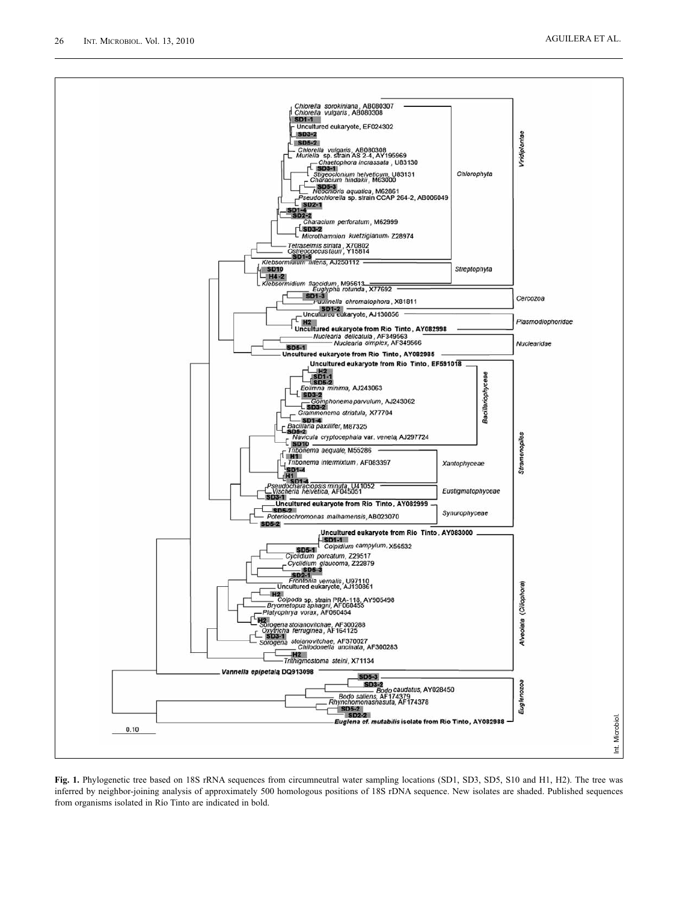**Fig. 1.** Phylogenetic tree based on 18S rRNA sequences from circumneutral water sampling locations (SD1, SD3, SD5, S10 and H1, H2). The tree was inferred by neighbor-joining analysis of approximately 500 homologous positions of 18S rDNA sequence. New isolates are shaded. Published sequences from organisms isolated in Río Tinto are indicated in bold.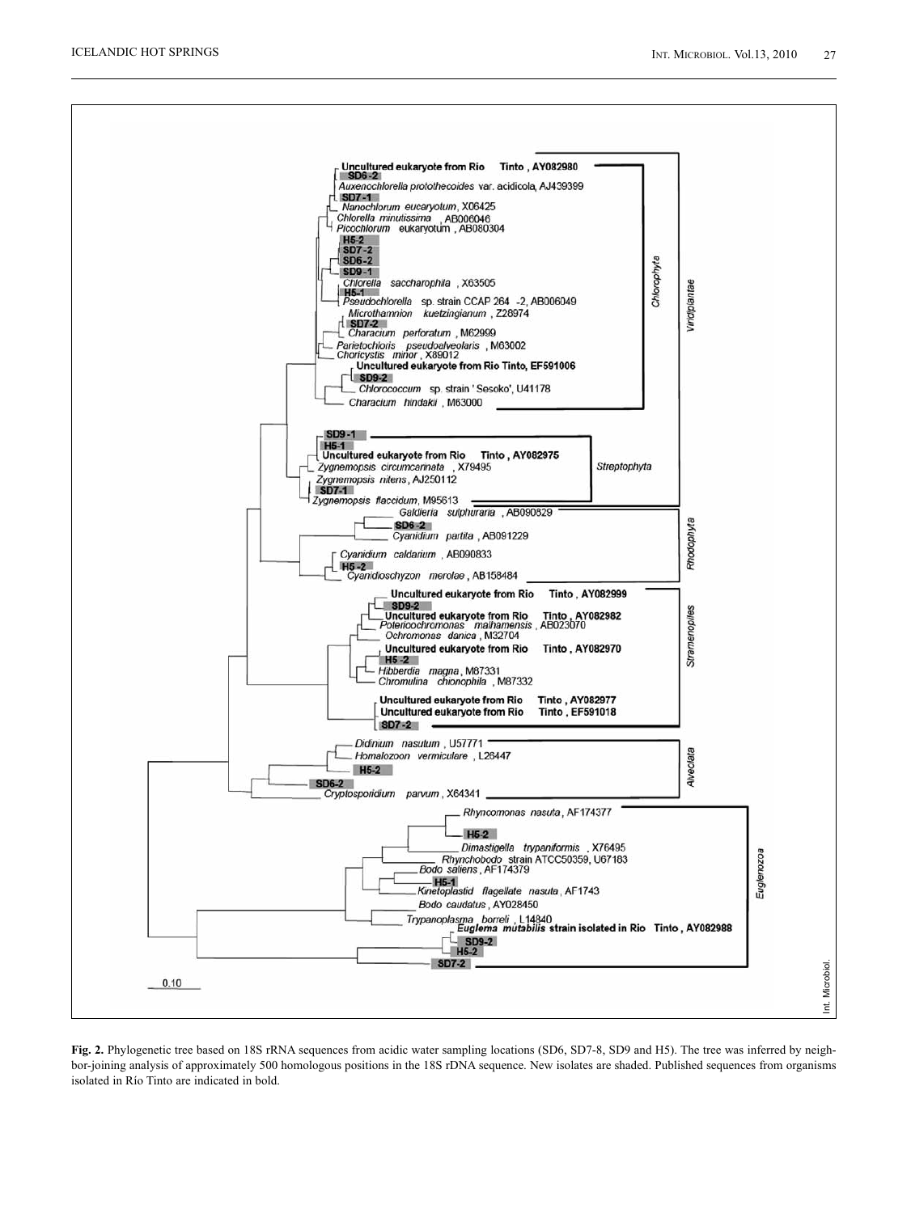**Fig. 2.** Phylogenetic tree based on 18S rRNA sequences from acidic water sampling locations (SD6, SD7-8, SD9 and H5). The tree was inferred by neighbor-joining analysis of approximately 500 homologous positions in the 18S rDNA sequence. New isolates are shaded. Published sequences from organisms isolated in Rio Tinto are indicated in bold.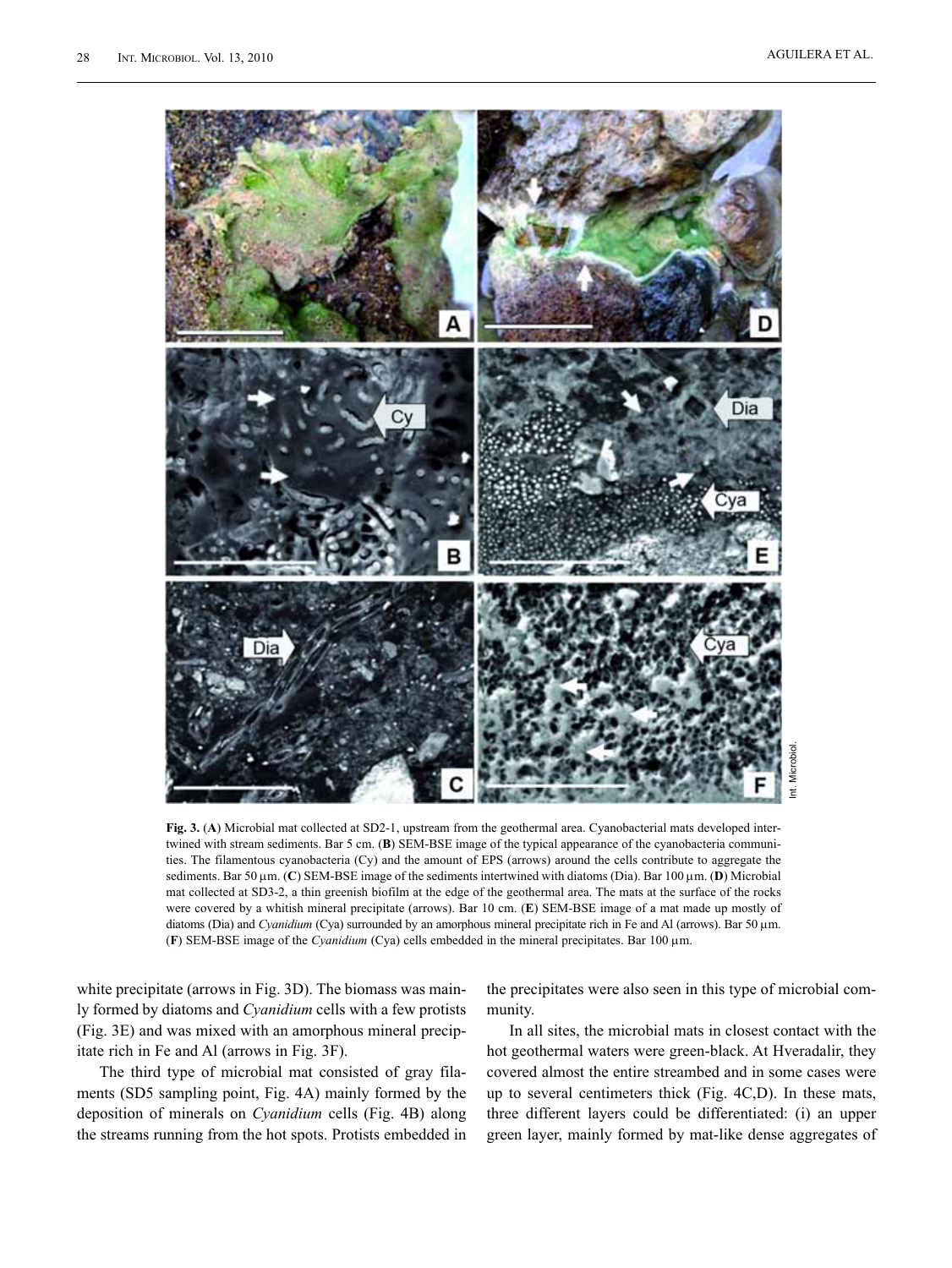**Fig. 3.** (**A**) Microbial mat collected at SD2-1, upstream from the geothermal area. Cyanobacterial mats developed intertwined with stream sediments. Bar 5 cm. (**B**) SEM-BSE image of the typical appearance of the cyanobacteria communities. The filamentous cyanobacteria (Cy) and the amount of EPS (arrows) around the cells contribute to aggregate the sediments. Bar 50 μm. (**C**) SEM-BSE image of the sediments intertwined with diatoms (Dia). Bar 100 μm. (**D**) Microbial mat collected at SD3-2, a thin greenish biofilm at the edge of the geothermal area. The mats at the surface of the rocks were covered by a whitish mineral precipitate (arrows). Bar 10 cm. (**E**) SEM-BSE image of a mat made up mostly of diatoms (Dia) and *Cyanidium* (Cya) surrounded by an amorphous mineral precipitate rich in Fe and Al (arrows). Bar 50 μm. (**F**) SEM-BSE image of the *Cyanidium* (Cya) cells embedded in the mineral precipitates. Bar 100 μm.

white precipitate (arrows in Fig. 3D). The biomass was mainly formed by diatoms and *Cyanidium* cells with a few protists (Fig. 3E) and was mixed with an amorphous mineral precipitate rich in Fe and Al (arrows in Fig. 3F).

The third type of microbial mat consisted of gray filaments (SD5 sampling point, Fig. 4A) mainly formed by the deposition of minerals on *Cyanidium* cells (Fig. 4B) along the streams running from the hot spots. Protists embedded in the precipitates were also seen in this type of microbial community.

In all sites, the microbial mats in closest contact with the hot geothermal waters were green-black. At Hveradalir, they covered almost the entire streambed and in some cases were up to several centimeters thick (Fig. 4C,D). In these mats, three different layers could be differentiated: (i) an upper green layer, mainly formed by mat-like dense aggregates of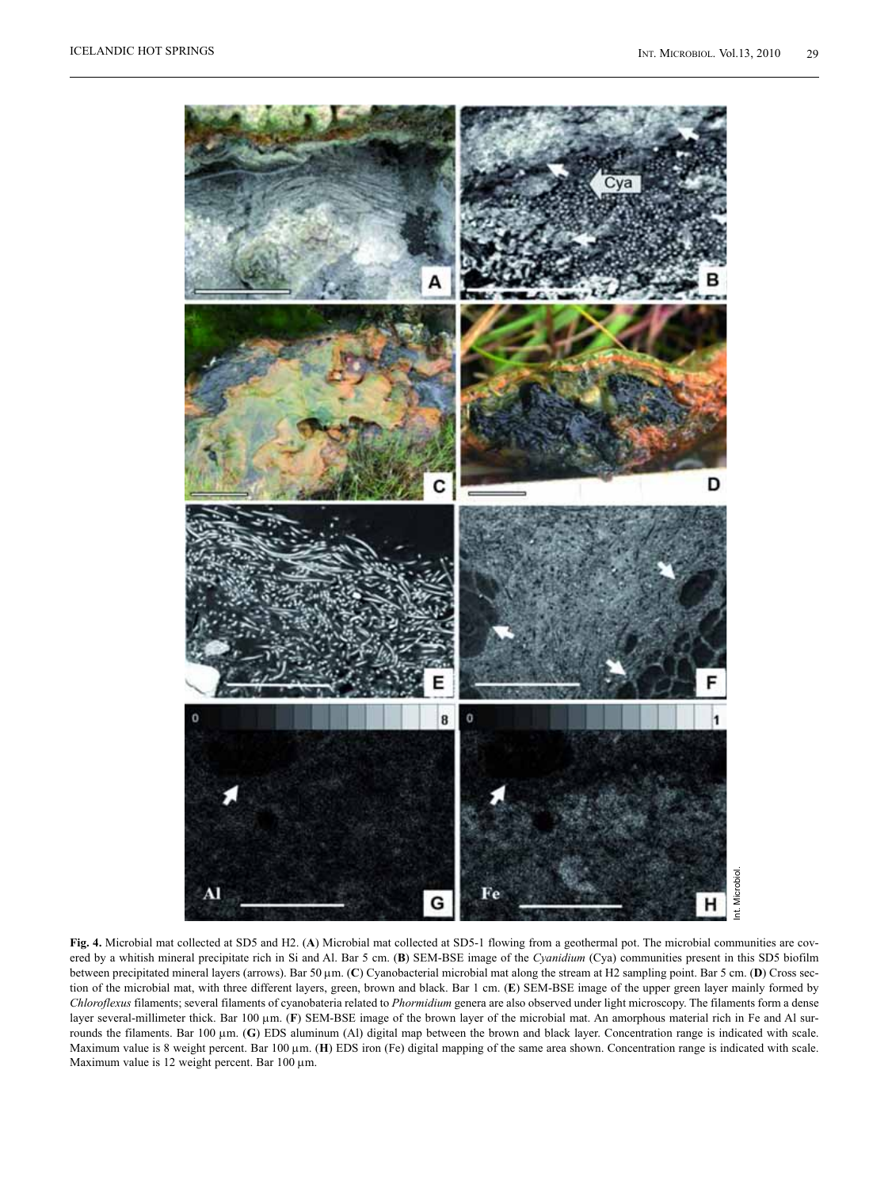**Fig. 4.** Microbial mat collected at SD5 and H2. (**A**) Microbial mat collected at SD5-1 flowing from a geothermal pot. The microbial communities are covered by a whitish mineral precipitate rich in Si and Al. Bar 5 cm. (**B**) SEM-BSE image of the *Cyanidium* (Cya) communities present in this SD5 biofilm between precipitated mineral layers (arrows). Bar 50 µm. (**C**) Cyanobacterial microbial mat along the stream at H2 sampling point. Bar 5 cm. (**D**) Cross section of the microbial mat, with three different layers, green, brown and black. Bar 1 cm. (**E**) SEM-BSE image of the upper green layer mainly formed by *Chloroflexus* filaments; several filaments of cyanobateria related to *Phormidium* genera are also observed under light microscopy. The filaments form a dense layer several-millimeter thick. Bar 100 µm. (**F**) SEM-BSE image of the brown layer of the microbial mat. An amorphous material rich in Fe and Al surrounds the filaments. Bar 100 µm. (**G**) EDS aluminum (Al) digital map between the brown and black layer. Concentration range is indicated with scale. Maximum value is 8 weight percent. Bar 100 µm. (**H**) EDS iron (Fe) digital mapping of the same area shown. Concentration range is indicated with scale. Maximum value is 12 weight percent. Bar 100 µm.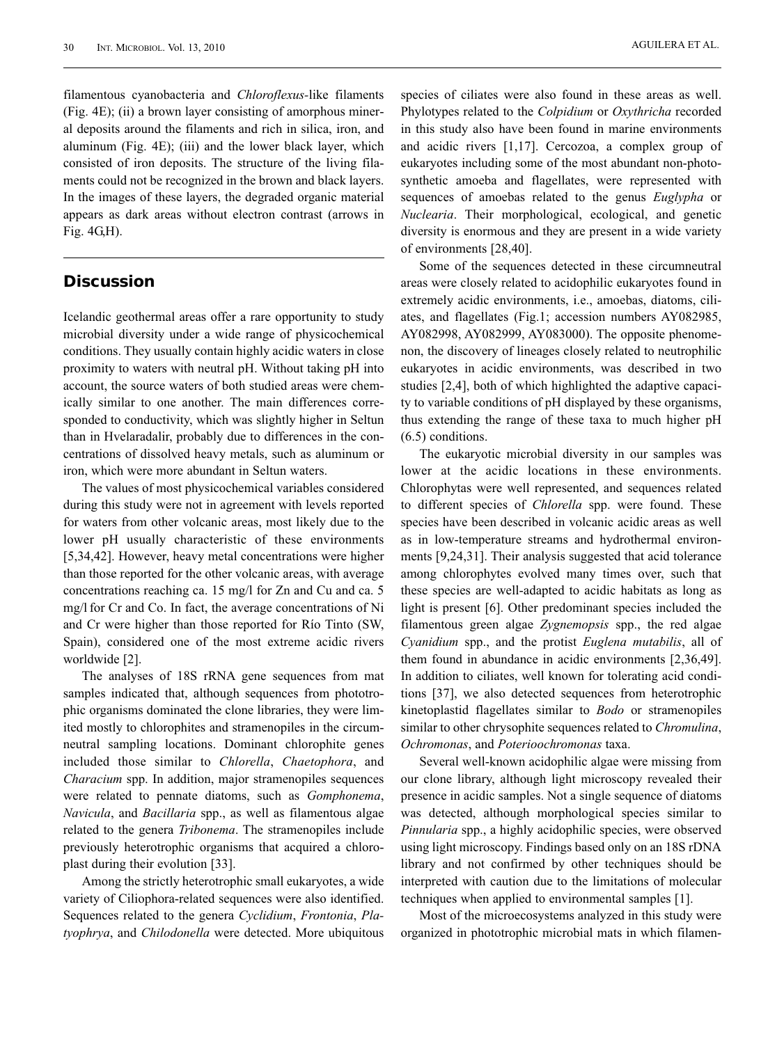filamentous cyanobacteria and *Chloroflexus*-like filaments (Fig. 4E); (ii) a brown layer consisting of amorphous mineral deposits around the filaments and rich in silica, iron, and aluminum (Fig. 4E); (iii) and the lower black layer, which consisted of iron deposits. The structure of the living filaments could not be recognized in the brown and black layers. In the images of these layers, the degraded organic material appears as dark areas without electron contrast (arrows in Fig. 4G,H).

## Discussion

Icelandic geothermal areas offer a rare opportunity to study microbial diversity under a wide range of physicochemical conditions. They usually contain highly acidic waters in close proximity to waters with neutral pH. Without taking pH into account, the source waters of both studied areas were chemically similar to one another. The main differences corresponded to conductivity, which was slightly higher in Seltun than in Hvelaradalir, probably due to differences in the concentrations of dissolved heavy metals, such as aluminum or iron, which were more abundant in Seltun waters.

The values of most physicochemical variables considered during this study were not in agreement with levels reported for waters from other volcanic areas, most likely due to the lower pH usually characteristic of these environments [5,34,42]. However, heavy metal concentrations were higher than those reported for the other volcanic areas, with average concentrations reaching ca. 15 mg/l for Zn and Cu and ca. 5 mg/l for Cr and Co. In fact, the average concentrations of Ni and Cr were higher than those reported for Río Tinto (SW, Spain), considered one of the most extreme acidic rivers worldwide [2].

The analyses of 18S rRNA gene sequences from mat samples indicated that, although sequences from phototrophic organisms dominated the clone libraries, they were limited mostly to chlorophites and stramenopiles in the circumneutral sampling locations. Dominant chlorophite genes included those similar to *Chlorella*, *Chaetophora*, and *Characium* spp. In addition, major stramenopiles sequences were related to pennate diatoms, such as *Gomphonema*, *Navicula*, and *Bacillaria* spp., as well as filamentous algae related to the genera *Tribonema*. The stramenopiles include previously heterotrophic organisms that acquired a chloroplast during their evolution [33].

Among the strictly heterotrophic small eukaryotes, a wide variety of Ciliophora-related sequences were also identified. Sequences related to the genera *Cyclidium*, *Frontonia*, *Platyophrya*, and *Chilodonella* were detected. More ubiquitous species of ciliates were also found in these areas as well. Phylotypes related to the *Colpidium* or *Oxythricha* recorded in this study also have been found in marine environments and acidic rivers [1,17]. Cercozoa, a complex group of eukaryotes including some of the most abundant non-photosynthetic amoeba and flagellates, were represented with sequences of amoebas related to the genus *Euglypha* or *Nuclearia*. Their morphological, ecological, and genetic diversity is enormous and they are present in a wide variety of environments [28,40].

Some of the sequences detected in these circumneutral areas were closely related to acidophilic eukaryotes found in extremely acidic environments, i.e., amoebas, diatoms, ciliates, and flagellates (Fig.1; accession numbers AY082985, AY082998, AY082999, AY083000). The opposite phenomenon, the discovery of lineages closely related to neutrophilic eukaryotes in acidic environments, was described in two studies [2,4], both of which highlighted the adaptive capacity to variable conditions of pH displayed by these organisms, thus extending the range of these taxa to much higher pH (6.5) conditions.

The eukaryotic microbial diversity in our samples was lower at the acidic locations in these environments. Chlorophytas were well represented, and sequences related to different species of *Chlorella* spp. were found. These species have been described in volcanic acidic areas as well as in low-temperature streams and hydrothermal environments [9,24,31]. Their analysis suggested that acid tolerance among chlorophytes evolved many times over, such that these species are well-adapted to acidic habitats as long as light is present [6]. Other predominant species included the filamentous green algae *Zygnemopsis* spp., the red algae *Cyanidium* spp., and the protist *Euglena mutabilis*, all of them found in abundance in acidic environments [2,36,49]. In addition to ciliates, well known for tolerating acid conditions [37], we also detected sequences from heterotrophic kinetoplastid flagellates similar to *Bodo* or stramenopiles similar to other chrysophite sequences related to *Chromulina*, *Ochromonas*, and *Poterioochromonas* taxa.

Several well-known acidophilic algae were missing from our clone library, although light microscopy revealed their presence in acidic samples. Not a single sequence of diatoms was detected, although morphological species similar to *Pinnularia* spp., a highly acidophilic species, were observed using light microscopy. Findings based only on an 18S rDNA library and not confirmed by other techniques should be interpreted with caution due to the limitations of molecular techniques when applied to environmental samples [1].

Most of the microecosystems analyzed in this study were organized in phototrophic microbial mats in which filamen-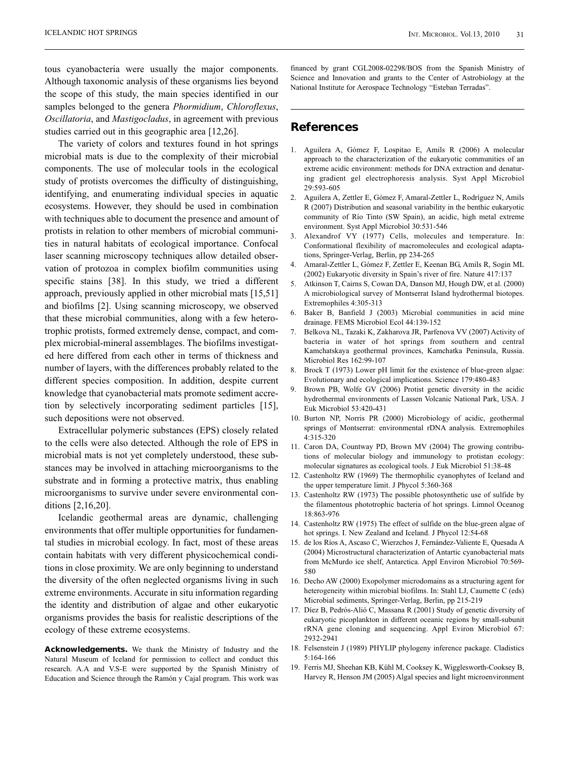tous cyanobacteria were usually the major components. Although taxonomic analysis of these organisms lies beyond the scope of this study, the main species identified in our samples belonged to the genera *Phormidium*, *Chloroflexus*, *Oscillatoria*, and *Mastigocladus*, in agreement with previous studies carried out in this geographic area [12,26].

The variety of colors and textures found in hot springs microbial mats is due to the complexity of their microbial components. The use of molecular tools in the ecological study of protists overcomes the difficulty of distinguishing, identifying, and enumerating individual species in aquatic ecosystems. However, they should be used in combination with techniques able to document the presence and amount of protists in relation to other members of microbial communities in natural habitats of ecological importance. Confocal laser scanning microscopy techniques allow detailed observation of protozoa in complex biofilm communities using specific stains [38]. In this study, we tried a different approach, previously applied in other microbial mats [15,51] and biofilms [2]. Using scanning microscopy, we observed that these microbial communities, along with a few heterotrophic protists, formed extremely dense, compact, and complex microbial-mineral assemblages. The biofilms investigated here differed from each other in terms of thickness and number of layers, with the differences probably related to the different species composition. In addition, despite current knowledge that cyanobacterial mats promote sediment accretion by selectively incorporating sediment particles [15], such depositions were not observed.

Extracellular polymeric substances (EPS) closely related to the cells were also detected. Although the role of EPS in microbial mats is not yet completely understood, these substances may be involved in attaching microorganisms to the substrate and in forming a protective matrix, thus enabling microorganisms to survive under severe environmental conditions [2,16,20].

Icelandic geothermal areas are dynamic, challenging environments that offer multiple opportunities for fundamental studies in microbial ecology. In fact, most of these areas contain habitats with very different physicochemical conditions in close proximity. We are only beginning to understand the diversity of the often neglected organisms living in such extreme environments. Accurate in situ information regarding the identity and distribution of algae and other eukaryotic organisms provides the basis for realistic descriptions of the ecology of these extreme ecosystems.

**Acknowledgements.** We thank the Ministry of Industry and the Natural Museum of Iceland for permission to collect and conduct this research. A.A and V.S-E were supported by the Spanish Ministry of Education and Science through the Ramón y Cajal program. This work was financed by grant CGL2008-02298/BOS from the Spanish Ministry of Science and Innovation and grants to the Center of Astrobiology at the National Institute for Aerospace Technology "Esteban Terradas".

## References

1. Aguilera A, Gómez F, Lospitao E, Amils R (2006) A molecular approach to the characterization of the eukaryotic communities of an extreme acidic environment: methods for DNA extraction and denaturing gradient gel electrophoresis analysis. Syst Appl Microbiol 29:593-605
2. Aguilera A, Zettler E, Gómez F, Amaral-Zettler L, Rodríguez N, Amils R (2007) Distribution and seasonal variability in the benthic eukaryotic community of Río Tinto (SW Spain), an acidic, high metal extreme environment. Syst Appl Microbiol 30:531-546
3. Alexandrof VY (1977) Cells, molecules and temperature. In: Conformational flexibility of macromolecules and ecological adaptations, Springer-Verlag, Berlin, pp 234-265
4. Amaral-Zettler L, Gómez F, Zettler E, Keenan BG, Amils R, Sogin ML (2002) Eukaryotic diversity in Spain's river of fire. Nature 417:137
5. Atkinson T, Cairns S, Cowan DA, Danson MJ, Hough DW, et al. (2000) A microbiological survey of Montserrat Island hydrothermal biotopes. Extremophiles 4:305-313
6. Baker B, Banfield J (2003) Microbial communities in acid mine drainage. FEMS Microbiol Ecol 44:139-152
7. Belkova NL, Tazaki K, Zakharova JR, Parfenova VV (2007) Activity of bacteria in water of hot springs from southern and central Kamchatskaya geothermal provinces, Kamchatka Peninsula, Russia. Microbiol Res 162:99-107
8. Brock T (1973) Lower pH limit for the existence of blue-green algae: Evolutionary and ecological implications. Science 179:480-483
9. Brown PB, Wolfe GV (2006) Protist genetic diversity in the acidic hydrothermal environments of Lassen Volcanic National Park, USA. J Euk Microbiol 53:420-431
10. Burton NP, Norris PR (2000) Microbiology of acidic, geothermal springs of Montserrat: environmental rDNA analysis. Extremophiles 4:315-320
11. Caron DA, Countway PD, Brown MV (2004) The growing contributions of molecular biology and immunology to protistan ecology: molecular signatures as ecological tools. J Euk Microbiol 51:38-48
12. Castenholtz RW (1969) The thermophilic cyanophytes of Iceland and the upper temperature limit. J Phycol 5:360-368
13. Castenholtz RW (1973) The possible photosynthetic use of sulfide by the filamentous phototrophic bacteria of hot springs. Limnol Oceanog 18:863-976
14. Castenholtz RW (1975) The effect of sulfide on the blue-green algae of hot springs. I. New Zealand and Iceland. J Phycol 12:54-68
15. de los Ríos A, Ascaso C, Wierzchos J, Fernández-Valiente E, Quesada A (2004) Microstructural characterization of Antartic cyanobacterial mats from McMurdo ice shelf, Antarctica. Appl Environ Microbiol 70:569-580
16. Decho AW (2000) Exopolymer microdomains as a structuring agent for heterogeneity within microbial biofilms. In: Stahl LJ, Caumette C (eds) Microbial sediments, Springer-Verlag, Berlin, pp 215-219
17. Díez B, Pedrós-Alió C, Massana R (2001) Study of genetic diversity of eukaryotic picoplankton in different oceanic regions by small-subunit rRNA gene cloning and sequencing. Appl Eviron Microbiol 67: 2932-2941
18. Felsenstein J (1989) PHYLIP phylogeny inference package. Cladistics 5:164-166
19. Ferris MJ, Sheehan KB, Kühl M, Cooksey K, Wigglesworth-Cooksey B, Harvey R, Henson JM (2005) Algal species and light microenvironment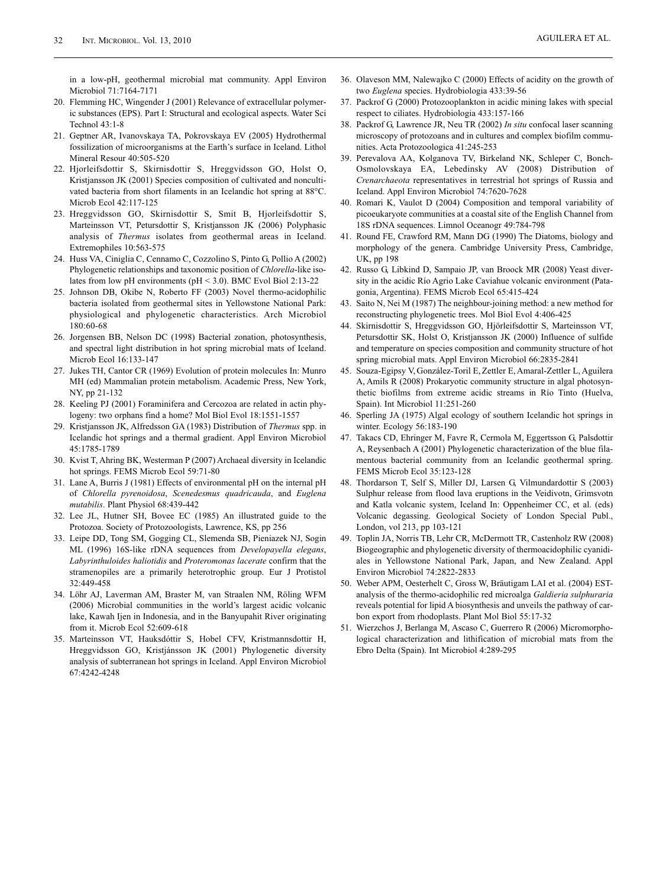in a low-pH, geothermal microbial mat community. Appl Environ Microbiol 71:7164-7171

20. Flemming HC, Wingender J (2001) Relevance of extracellular polymeric substances (EPS). Part I: Structural and ecological aspects. Water Sci Technol 43:1-8
21. Geptner AR, Ivanovskaya TA, Pokrovskaya EV (2005) Hydrothermal fossilization of microorganisms at the Earth's surface in Iceland. Lithol Mineral Resour 40:505-520
22. Hjorleifsdottir S, Skirnisdottir S, Hreggvidsson GO, Holst O, Kristjansson JK (2001) Species composition of cultivated and noncultivated bacteria from short filaments in an Icelandic hot spring at 88°C. Microb Ecol 42:117-125
23. Hreggvidsson GO, Skirnisdottir S, Smit B, Hjorleifsdottir S, Marteinsson VT, Petursdottir S, Kristjansson JK (2006) Polyphasic analysis of *Thermus* isolates from geothermal areas in Iceland. Extremophiles 10:563-575
24. Huss VA, Ciniglia C, Cennamo C, Cozzolino S, Pinto G, Pollio A (2002) Phylogenetic relationships and taxonomic position of *Chlorella*-like isolates from low pH environments (pH < 3.0). BMC Evol Biol 2:13-22
25. Johnson DB, Okibe N, Roberto FF (2003) Novel thermo-acidophilic bacteria isolated from geothermal sites in Yellowstone National Park: physiological and phylogenetic characteristics. Arch Microbiol 180:60-68
26. Jorgensen BB, Nelson DC (1998) Bacterial zonation, photosynthesis, and spectral light distribution in hot spring microbial mats of Iceland. Microb Ecol 16:133-147
27. Jukes TH, Cantor CR (1969) Evolution of protein molecules In: Munro MH (ed) Mammalian protein metabolism. Academic Press, New York, NY, pp 21-132
28. Keeling PJ (2001) Foraminifera and Cercozoa are related in actin phylogeny: two orphans find a home? Mol Biol Evol 18:1551-1557
29. Kristjansson JK, Alfredsson GA (1983) Distribution of *Thermus* spp. in Icelandic hot springs and a thermal gradient. Appl Environ Microbiol 45:1785-1789
30. Kvist T, Ahring BK, Westerman P (2007) Archaeal diversity in Icelandic hot springs. FEMS Microb Ecol 59:71-80
31. Lane A, Burris J (1981) Effects of environmental pH on the internal pH of *Chlorella pyrenoidosa*, *Scenedesmus quadricauda*, and *Euglena mutabilis*. Plant Physiol 68:439-442
32. Lee JL, Hutner SH, Bovee EC (1985) An illustrated guide to the Protozoa. Society of Protozoologists, Lawrence, KS, pp 256
33. Leipe DD, Tong SM, Gogging CL, Slemenda SB, Pieniazek NJ, Sogin ML (1996) 16S-like rDNA sequences from *Developayella elegans*, *Labyrinthuloides haliotidis* and *Proteromonas lacerate* confirm that the stramenopiles are a primarily heterotrophic group. Eur J Protistol 32:449-458
34. Löhr AJ, Laverman AM, Braster M, van Straalen NM, Röling WFM (2006) Microbial communities in the world's largest acidic volcanic lake, Kawah Ijen in Indonesia, and in the Banyupahit River originating from it. Microb Ecol 52:609-618
35. Marteinsson VT, Hauksdóttir S, Hobel CFV, Kristmannsdottir H, Hreggvidsson GO, Kristjánsson JK (2001) Phylogenetic diversity analysis of subterranean hot springs in Iceland. Appl Environ Microbiol 67:4242-4248
36. Olaveson MM, Nalewajko C (2000) Effects of acidity on the growth of two *Euglena* species. Hydrobiologia 433:39-56
37. Packrof G (2000) Protozooplankton in acidic mining lakes with special respect to ciliates. Hydrobiologia 433:157-166
38. Packrof G, Lawrence JR, Neu TR (2002) *In situ* confocal laser scanning microscopy of protozoans and in cultures and complex biofilm communities. Acta Protozoologica 41:245-253
39. Perevalova AA, Kolganova TV, Birkeland NK, Schleper C, Bonch-Osmolovskaya EA, Lebedinsky AV (2008) Distribution of *Crenarchaeota* representatives in terrestrial hot springs of Russia and Iceland. Appl Environ Microbiol 74:7620-7628
40. Romari K, Vaulot D (2004) Composition and temporal variability of picoeukaryote communities at a coastal site of the English Channel from 18S rDNA sequences. Limnol Oceanogr 49:784-798
41. Round FE, Crawford RM, Mann DG (1990) The Diatoms, biology and morphology of the genera. Cambridge University Press, Cambridge, UK, pp 198
42. Russo G, Libkind D, Sampaio JP, van Broock MR (2008) Yeast diversity in the acidic Río Agrio Lake Caviahue volcanic environment (Patagonia, Argentina). FEMS Microb Ecol 65:415-424
43. Saito N, Nei M (1987) The neighbour-joining method: a new method for reconstructing phylogenetic trees. Mol Biol Evol 4:406-425
44. Skirnisdottir S, Hreggvidsson GO, Hjörleifsdottir S, Marteinsson VT, Petursdottir SK, Holst O, Kristjansson JK (2000) Influence of sulfide and temperature on species composition and community structure of hot spring microbial mats. Appl Environ Microbiol 66:2835-2841
45. Souza-Egipsy V, González-Toril E, Zettler E, Amaral-Zettler L, Aguilera A, Amils R (2008) Prokaryotic community structure in algal photosynthetic biofilms from extreme acidic streams in Río Tinto (Huelva, Spain). Int Microbiol 11:251-260
46. Sperling JA (1975) Algal ecology of southern Icelandic hot springs in winter. Ecology 56:183-190
47. Takacs CD, Ehringer M, Favre R, Cermola M, Eggertsson G, Palsdottir A, Reysenbach A (2001) Phylogenetic characterization of the blue filamentous bacterial community from an Icelandic geothermal spring. FEMS Microb Ecol 35:123-128
48. Thordarson T, Self S, Miller DJ, Larsen G, Vilmundardottir S (2003) Sulphur release from flood lava eruptions in the Veidivotn, Grimsvotn and Katla volcanic system, Iceland In: Oppenheimer CC, et al. (eds) Volcanic degassing. Geological Society of London Special Publ., London, vol 213, pp 103-121
49. Toplin JA, Norris TB, Lehr CR, McDermott TR, Castenholz RW (2008) Biogeographic and phylogenetic diversity of thermoacidophilic cyanidiales in Yellowstone National Park, Japan, and New Zealand. Appl Environ Microbiol 74:2822-2833
50. Weber APM, Oesterhelt C, Gross W, Bräutigam LAI et al. (2004) EST-analysis of the thermo-acidophilic red microalga *Galdieria sulphuraria* reveals potential for lipid A biosynthesis and unveils the pathway of carbon export from rhodoplasts. Plant Mol Biol 55:17-32
51. Wierzchos J, Berlanga M, Ascaso C, Guerrero R (2006) Micromorphological characterization and lithification of microbial mats from the Ebro Delta (Spain). Int Microbiol 4:289-295